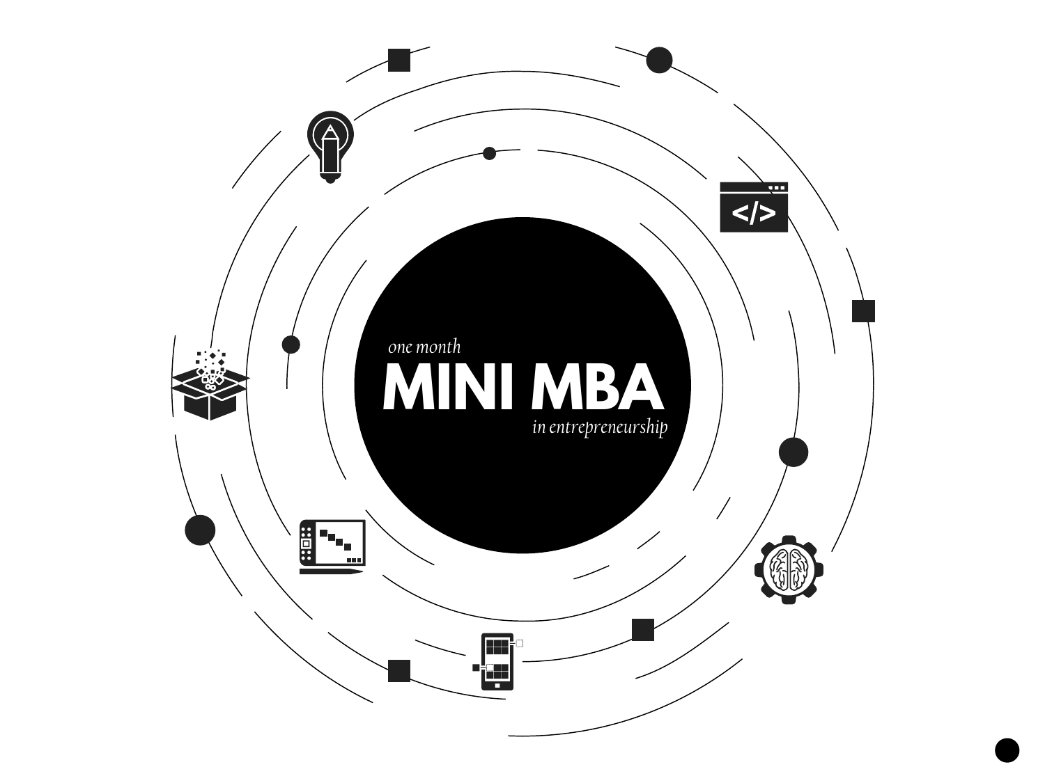*one month*

# MINI MBA

*in entrepreneurship*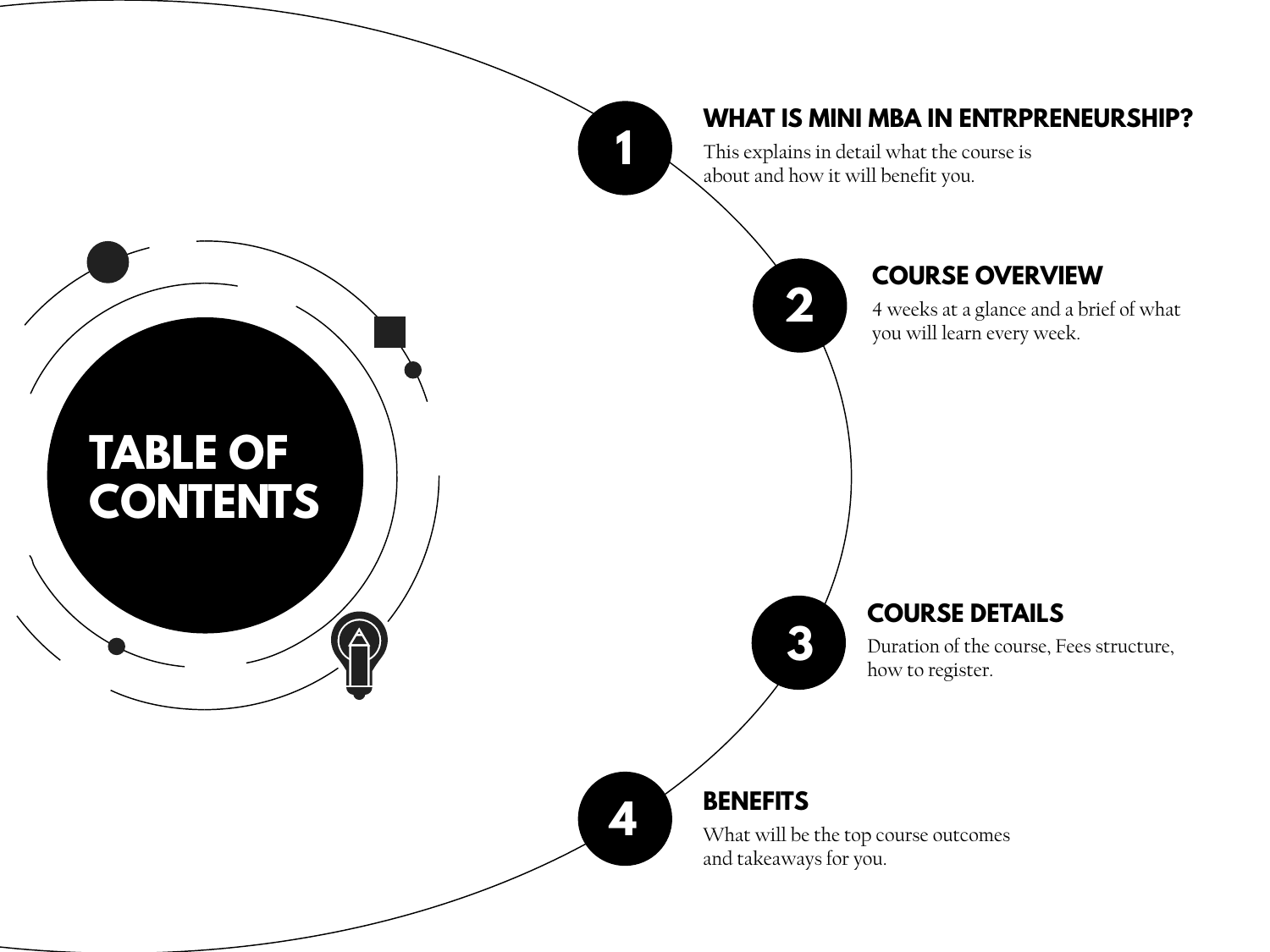# TABLE OF CONTENTS

## 1. WHAT IS MINI MBA IN ENTRPRENEURSHIP?

This explains in detail what the course is about and how it will benefit you.

## 2. COURSE OVERVIEW

4 weeks at a glance and a brief of what you will learn every week.

## 3. COURSE DETAILS

Duration of the course, Fees structure, how to register.

## 4. BENEFITS

What will be the top course outcomes and takeaways for you.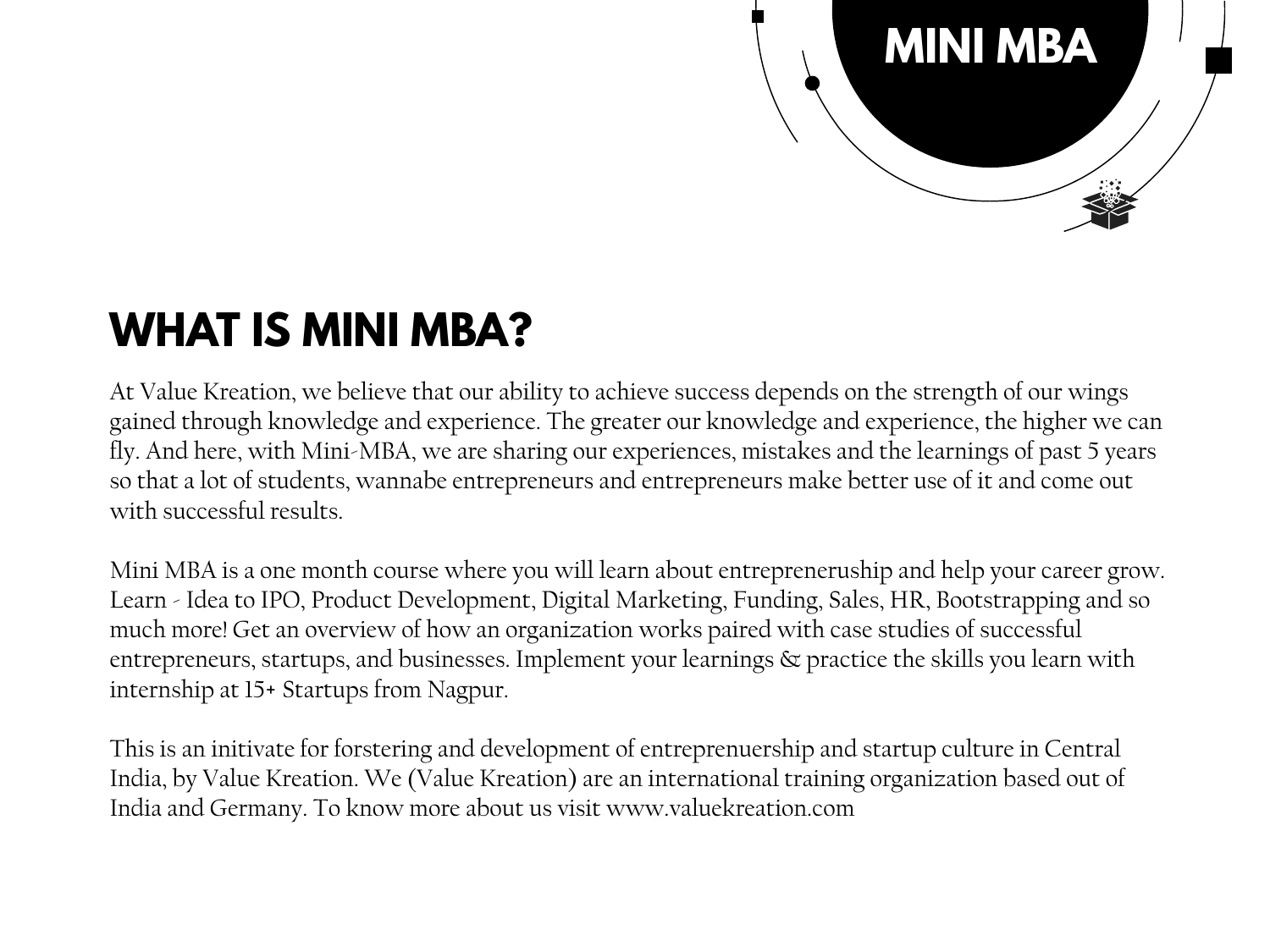MINI MBA

# WHAT IS MINI MBA?

At Value Kreation, we believe that our ability to achieve success depends on the strength of our wings gained through knowledge and experience. The greater our knowledge and experience, the higher we can fly. And here, with Mini-MBA, we are sharing our experiences, mistakes and the learnings of past 5 years so that a lot of students, wannabe entrepreneurs and entrepreneurs make better use of it and come out with successful results.

Mini MBA is a one month course where you will learn about entrepreneruship and help your career grow. Learn - Idea to IPO, Product Development, Digital Marketing, Funding, Sales, HR, Bootstrapping and so much more! Get an overview of how an organization works paired with case studies of successful entrepreneurs, startups, and businesses. Implement your learnings & practice the skills you learn with internship at 15+ Startups from Nagpur.

This is an initivate for forstering and development of entreprenuership and startup culture in Central India, by Value Kreation. We (Value Kreation) are an international training organization based out of India and Germany. To know more about us visit www.valuekreation.com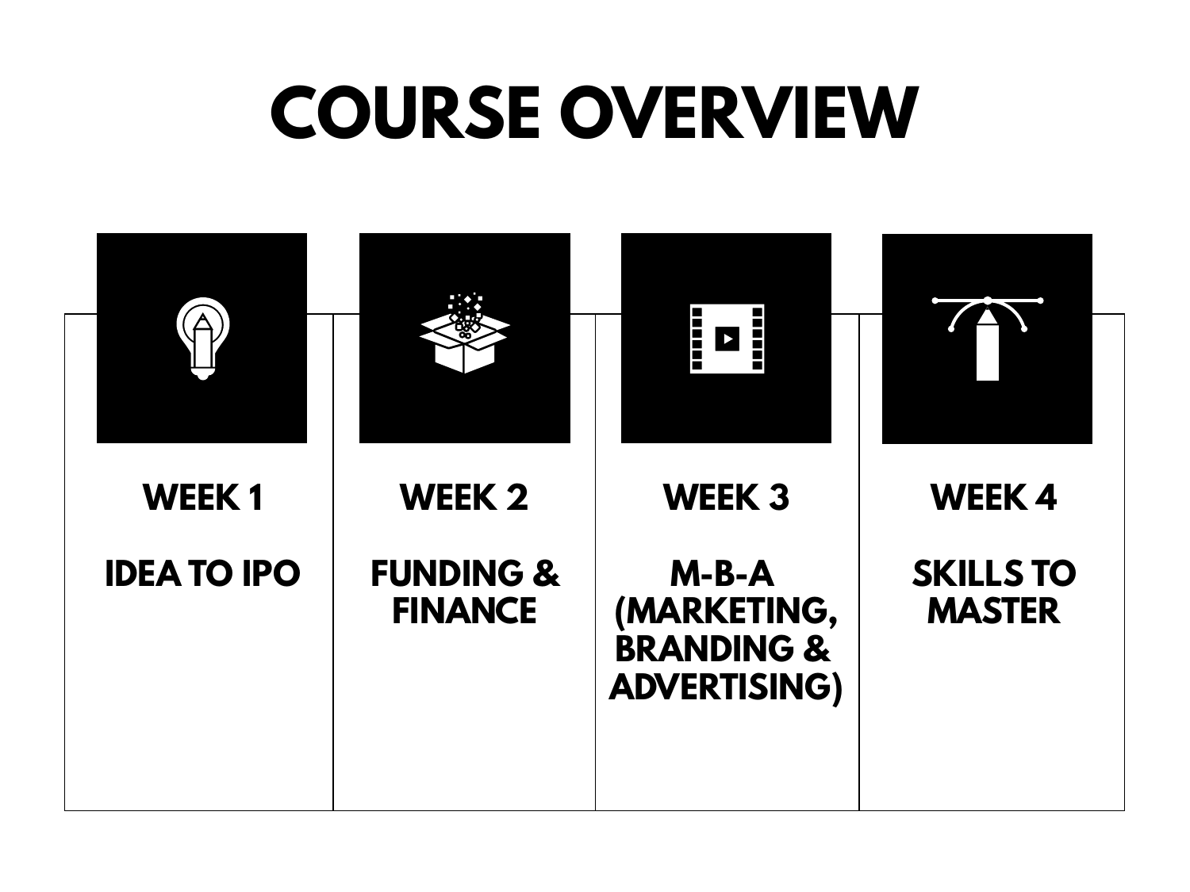# COURSE OVERVIEW

| WEEK 1 | WEEK 2 | WEEK 3 | WEEK 4 |
| --- | --- | --- | --- |
| IDEA TO IPO | FUNDING & FINANCE | M-B-A (MARKETING, BRANDING & ADVERTISING) | SKILLS TO MASTER |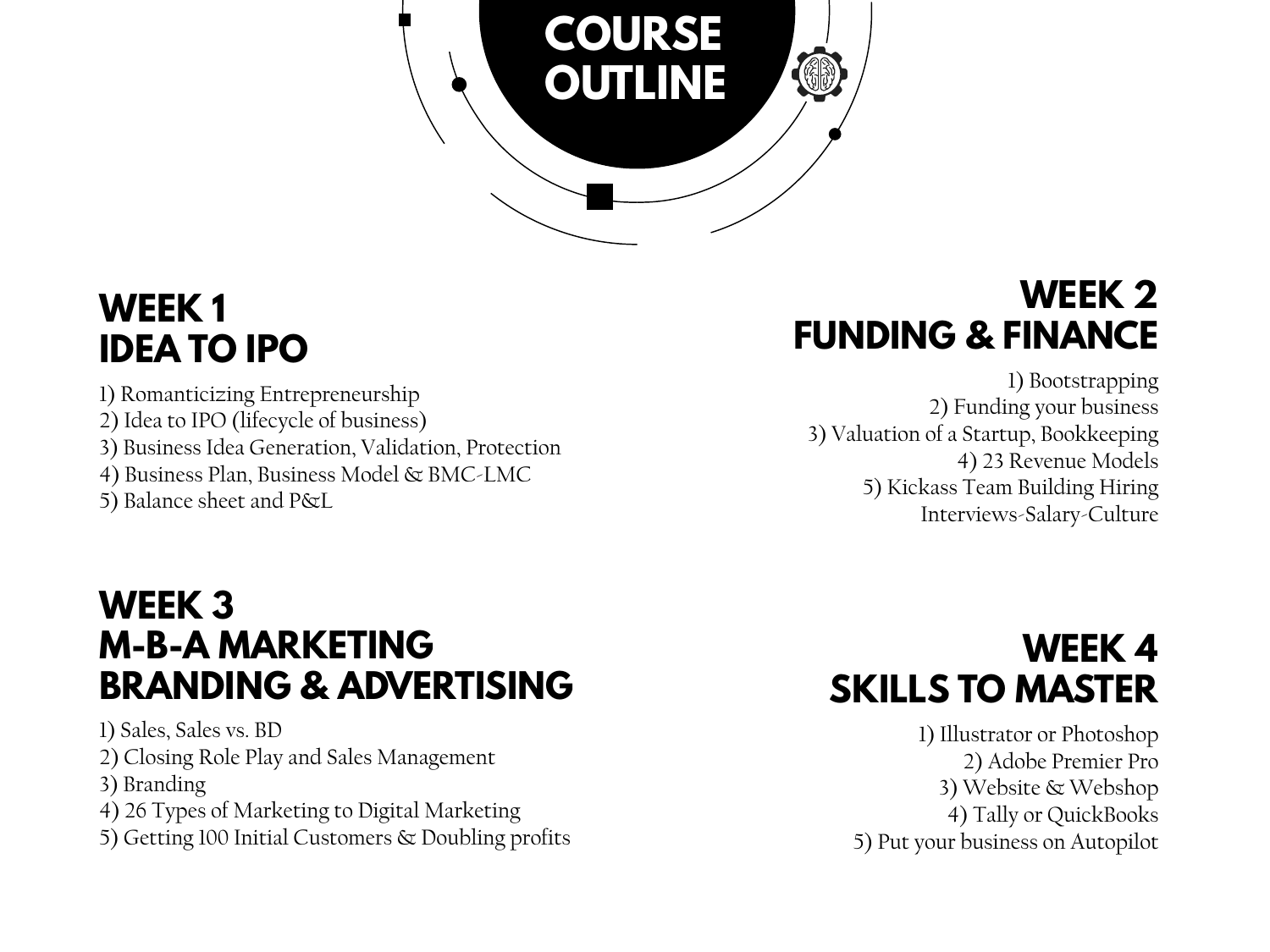# COURSE OUTLINE

## WEEK 1
## IDEA TO IPO

1) Romanticizing Entrepreneurship
2) Idea to IPO (lifecycle of business)
3) Business Idea Generation, Validation, Protection
4) Business Plan, Business Model & BMC-LMC
5) Balance sheet and P&L

## WEEK 2
## FUNDING & FINANCE

1) Bootstrapping
2) Funding your business
3) Valuation of a Startup, Bookkeeping
4) 23 Revenue Models
5) Kickass Team Building Hiring Interviews-Salary-Culture

## WEEK 3
## M-B-A MARKETING BRANDING & ADVERTISING

1) Sales, Sales vs. BD
2) Closing Role Play and Sales Management
3) Branding
4) 26 Types of Marketing to Digital Marketing
5) Getting 100 Initial Customers & Doubling profits

## WEEK 4
## SKILLS TO MASTER

1) Illustrator or Photoshop
2) Adobe Premier Pro
3) Website & Webshop
4) Tally or QuickBooks
5) Put your business on Autopilot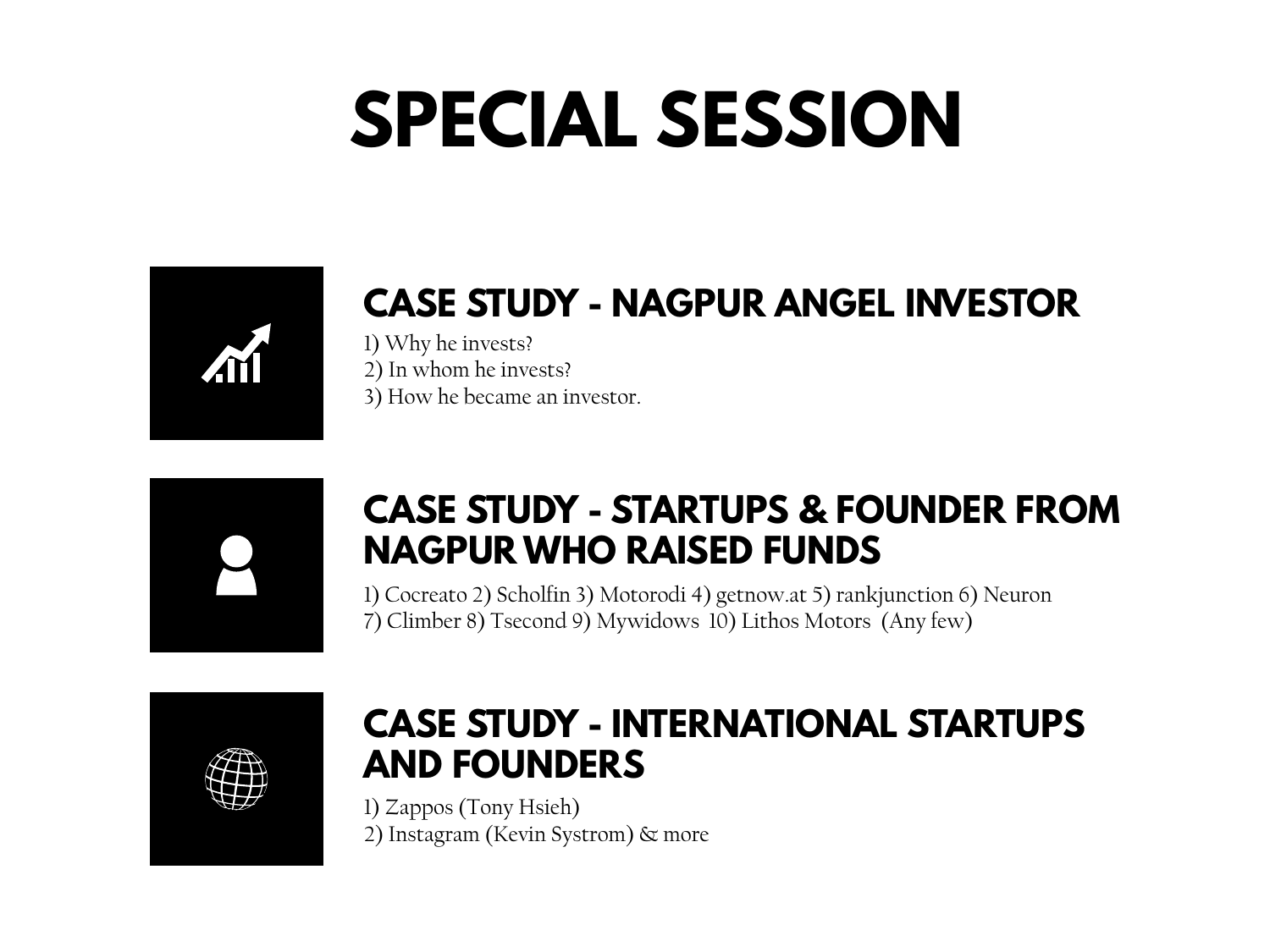# SPECIAL SESSION

## CASE STUDY - NAGPUR ANGEL INVESTOR

1) Why he invests?
2) In whom he invests?
3) How he became an investor.

## CASE STUDY - STARTUPS & FOUNDER FROM NAGPUR WHO RAISED FUNDS

1) Cocreato 2) Scholfin 3) Motorodi 4) getnow.at 5) rankjunction 6) Neuron 7) Climber 8) Tsecond 9) Mywidows 10) Lithos Motors (Any few)

## CASE STUDY - INTERNATIONAL STARTUPS AND FOUNDERS

1) Zappos (Tony Hsieh)
2) Instagram (Kevin Systrom) & more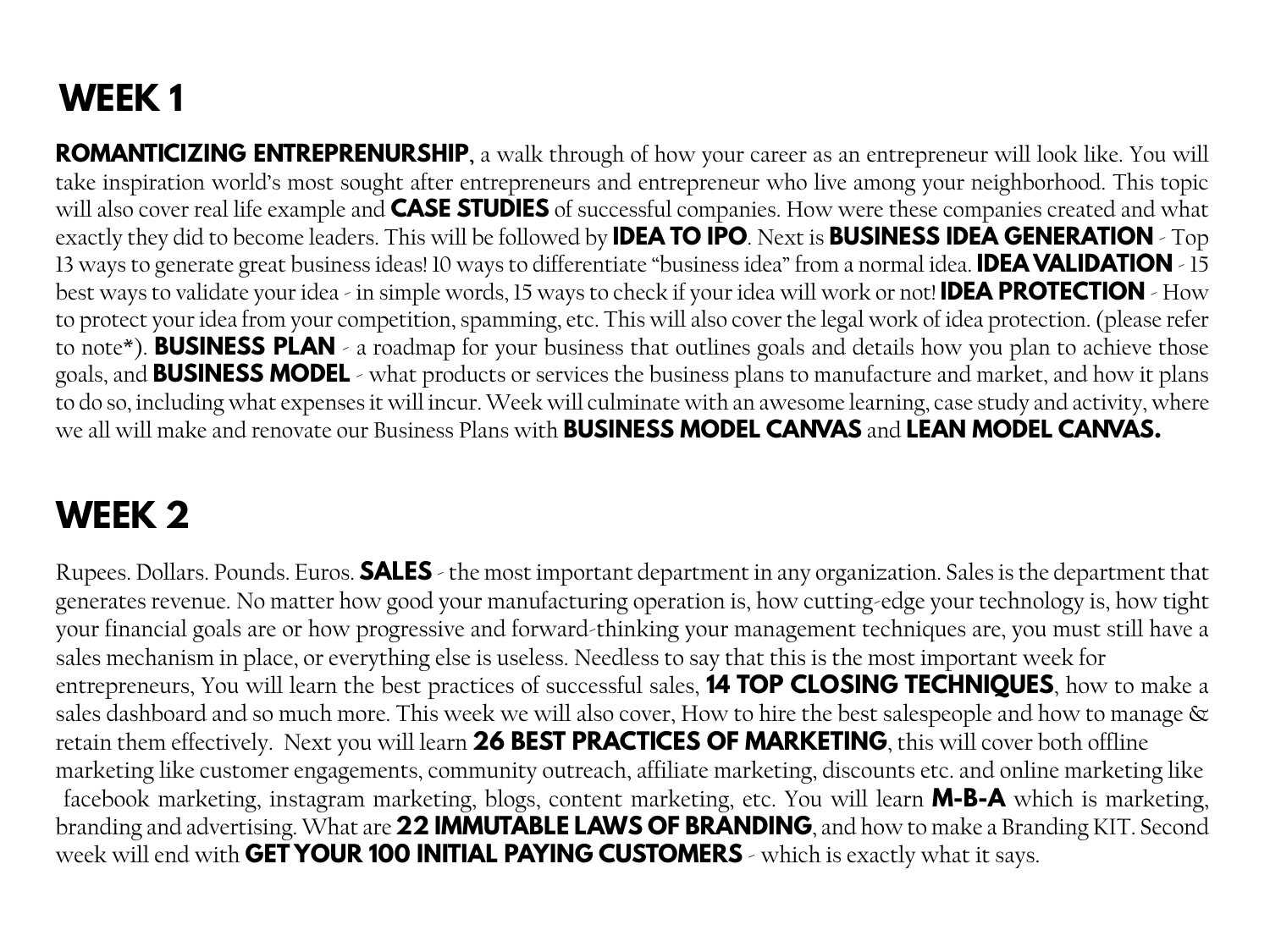# WEEK 1

**ROMANTICIZING ENTREPRENURSHIP**, a walk through of how your career as an entrepreneur will look like. You will take inspiration world's most sought after entrepreneurs and entrepreneur who live among your neighborhood. This topic will also cover real life example and **CASE STUDIES** of successful companies. How were these companies created and what exactly they did to become leaders. This will be followed by **IDEA TO IPO**. Next is **BUSINESS IDEA GENERATION** - Top 13 ways to generate great business ideas! 10 ways to differentiate "business idea" from a normal idea. **IDEA VALIDATION** - 15 best ways to validate your idea - in simple words, 15 ways to check if your idea will work or not! **IDEA PROTECTION** - How to protect your idea from your competition, spamming, etc. This will also cover the legal work of idea protection. (please refer to note*). **BUSINESS PLAN** - a roadmap for your business that outlines goals and details how you plan to achieve those goals, and **BUSINESS MODEL** - what products or services the business plans to manufacture and market, and how it plans to do so, including what expenses it will incur. Week will culminate with an awesome learning, case study and activity, where we all will make and renovate our Business Plans with **BUSINESS MODEL CANVAS** and **LEAN MODEL CANVAS.**

# WEEK 2

Rupees. Dollars. Pounds. Euros. **SALES** - the most important department in any organization. Sales is the department that generates revenue. No matter how good your manufacturing operation is, how cutting-edge your technology is, how tight your financial goals are or how progressive and forward-thinking your management techniques are, you must still have a sales mechanism in place, or everything else is useless. Needless to say that this is the most important week for entrepreneurs, You will learn the best practices of successful sales, **14 TOP CLOSING TECHNIQUES**, how to make a sales dashboard and so much more. This week we will also cover, How to hire the best salespeople and how to manage & retain them effectively. Next you will learn **26 BEST PRACTICES OF MARKETING**, this will cover both offline marketing like customer engagements, community outreach, affiliate marketing, discounts etc. and online marketing like facebook marketing, instagram marketing, blogs, content marketing, etc. You will learn **M-B-A** which is marketing, branding and advertising. What are **22 IMMUTABLE LAWS OF BRANDING**, and how to make a Branding KIT. Second week will end with **GET YOUR 100 INITIAL PAYING CUSTOMERS** - which is exactly what it says.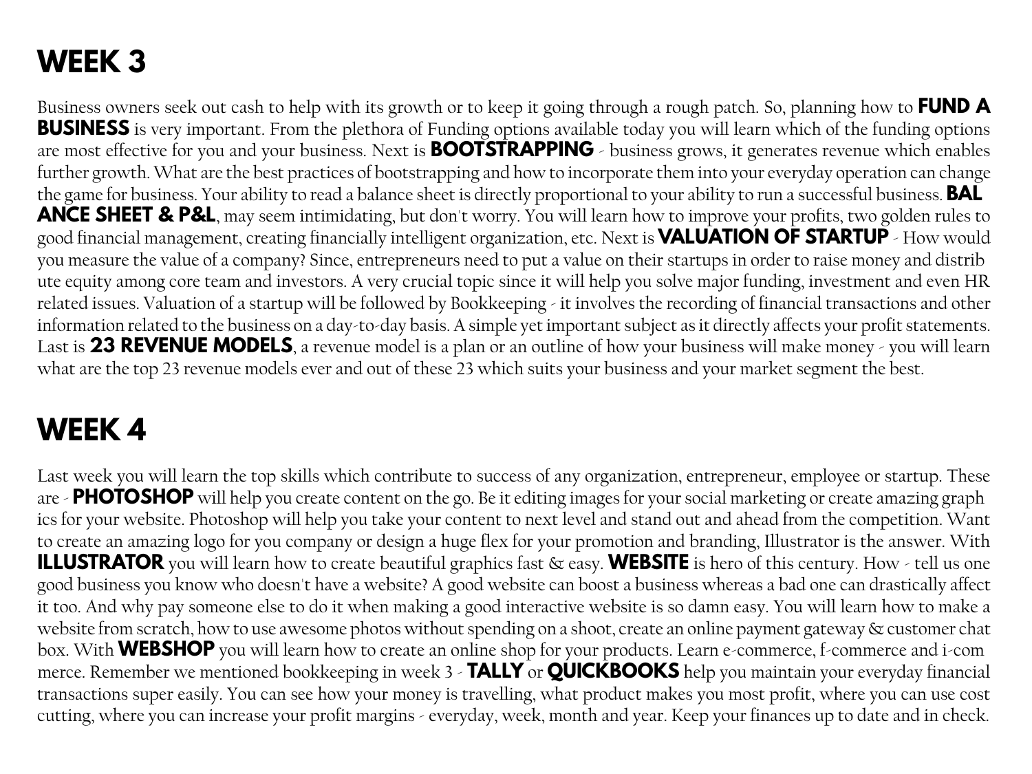# WEEK 3

Business owners seek out cash to help with its growth or to keep it going through a rough patch. So, planning how to **FUND A BUSINESS** is very important. From the plethora of Funding options available today you will learn which of the funding options are most effective for you and your business. Next is **BOOTSTRAPPING** - business grows, it generates revenue which enables further growth. What are the best practices of bootstrapping and how to incorporate them into your everyday operation can change the game for business. Your ability to read a balance sheet is directly proportional to your ability to run a successful business. **BALANCE SHEET & P&L**, may seem intimidating, but don't worry. You will learn how to improve your profits, two golden rules to good financial management, creating financially intelligent organization, etc. Next is **VALUATION OF STARTUP** - How would you measure the value of a company? Since, entrepreneurs need to put a value on their startups in order to raise money and distribute equity among core team and investors. A very crucial topic since it will help you solve major funding, investment and even HR related issues. Valuation of a startup will be followed by Bookkeeping - it involves the recording of financial transactions and other information related to the business on a day-to-day basis. A simple yet important subject as it directly affects your profit statements. Last is **23 REVENUE MODELS**, a revenue model is a plan or an outline of how your business will make money - you will learn what are the top 23 revenue models ever and out of these 23 which suits your business and your market segment the best.

# WEEK 4

Last week you will learn the top skills which contribute to success of any organization, entrepreneur, employee or startup. These are - **PHOTOSHOP** will help you create content on the go. Be it editing images for your social marketing or create amazing graphics for your website. Photoshop will help you take your content to next level and stand out and ahead from the competition. Want to create an amazing logo for you company or design a huge flex for your promotion and branding, Illustrator is the answer. With **ILLUSTRATOR** you will learn how to create beautiful graphics fast & easy. **WEBSITE** is hero of this century. How - tell us one good business you know who doesn't have a website? A good website can boost a business whereas a bad one can drastically affect it too. And why pay someone else to do it when making a good interactive website is so damn easy. You will learn how to make a website from scratch, how to use awesome photos without spending on a shoot, create an online payment gateway & customer chat box. With **WEBSHOP** you will learn how to create an online shop for your products. Learn e-commerce, f-commerce and i-commerce. Remember we mentioned bookkeeping in week 3 - **TALLY** or **QUICKBOOKS** help you maintain your everyday financial transactions super easily. You can see how your money is travelling, what product makes you most profit, where you can use cost cutting, where you can increase your profit margins - everyday, week, month and year. Keep your finances up to date and in check.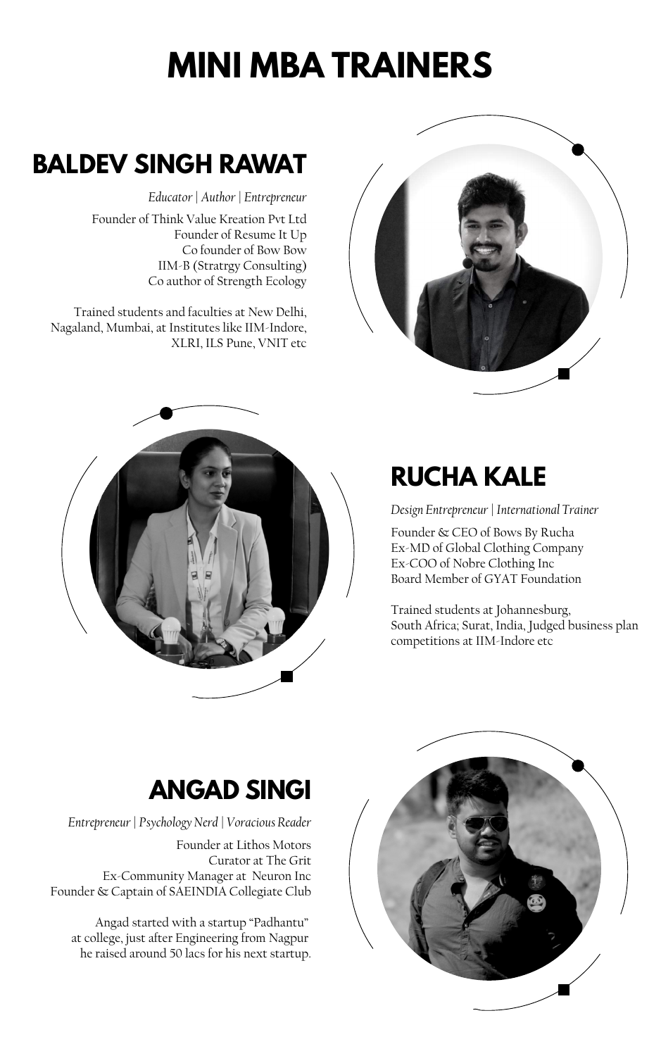# MINI MBA TRAINERS

## BALDEV SINGH RAWAT

*Educator | Author | Entrepreneur*

Founder of Think Value Kreation Pvt Ltd
Founder of Resume It Up
Co founder of Bow Bow
IIM-B (Stratrgy Consulting)
Co author of Strength Ecology

Trained students and faculties at New Delhi, Nagaland, Mumbai, at Institutes like IIM-Indore, XLRI, ILS Pune, VNIT etc

## RUCHA KALE

*Design Entrepreneur | International Trainer*

Founder & CEO of Bows By Rucha
Ex-MD of Global Clothing Company
Ex-COO of Nobre Clothing Inc
Board Member of GYAT Foundation

Trained students at Johannesburg, South Africa; Surat, India, Judged business plan competitions at IIM-Indore etc

## ANGAD SINGI

*Entrepreneur | Psychology Nerd | Voracious Reader*

Founder at Lithos Motors
Curator at The Grit
Ex-Community Manager at Neuron Inc
Founder & Captain of SAEINDIA Collegiate Club

Angad started with a startup "Padhantu" at college, just after Engineering from Nagpur he raised around 50 lacs for his next startup.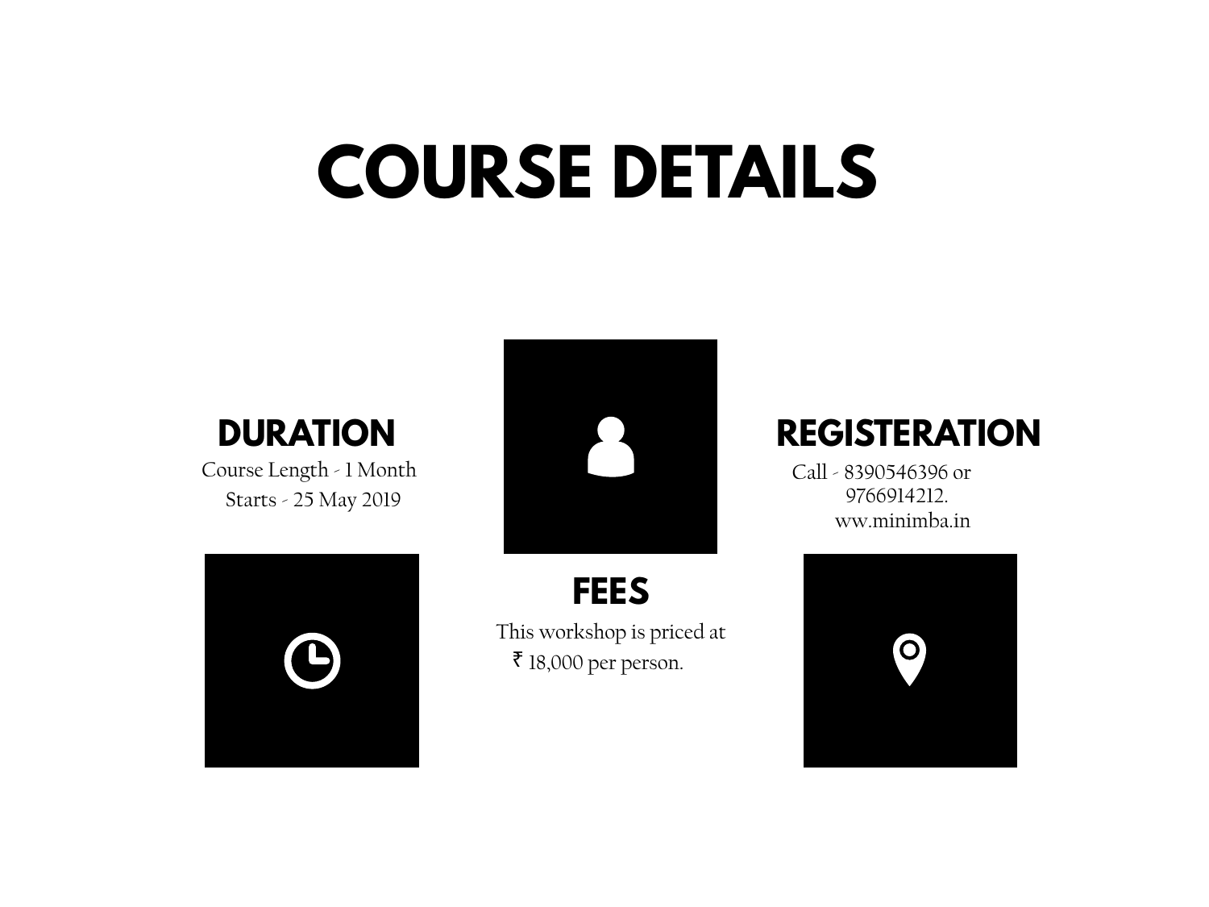# COURSE DETAILS

## DURATION

Course Length - 1 Month
Starts - 25 May 2019

## REGISTERATION

Call - 8390546396 or 9766914212.
ww.minimba.in

## FEES

This workshop is priced at ₹ 18,000 per person.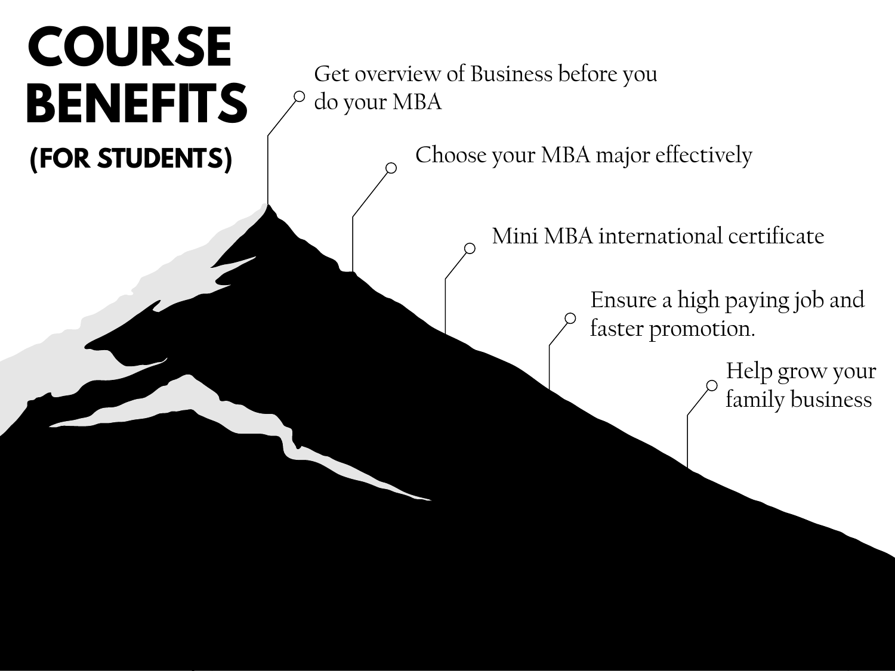# COURSE BENEFITS

## (FOR STUDENTS)

- Get overview of Business before you do your MBA
- Choose your MBA major effectively
- Mini MBA international certificate
- Ensure a high paying job and faster promotion.
- Help grow your family business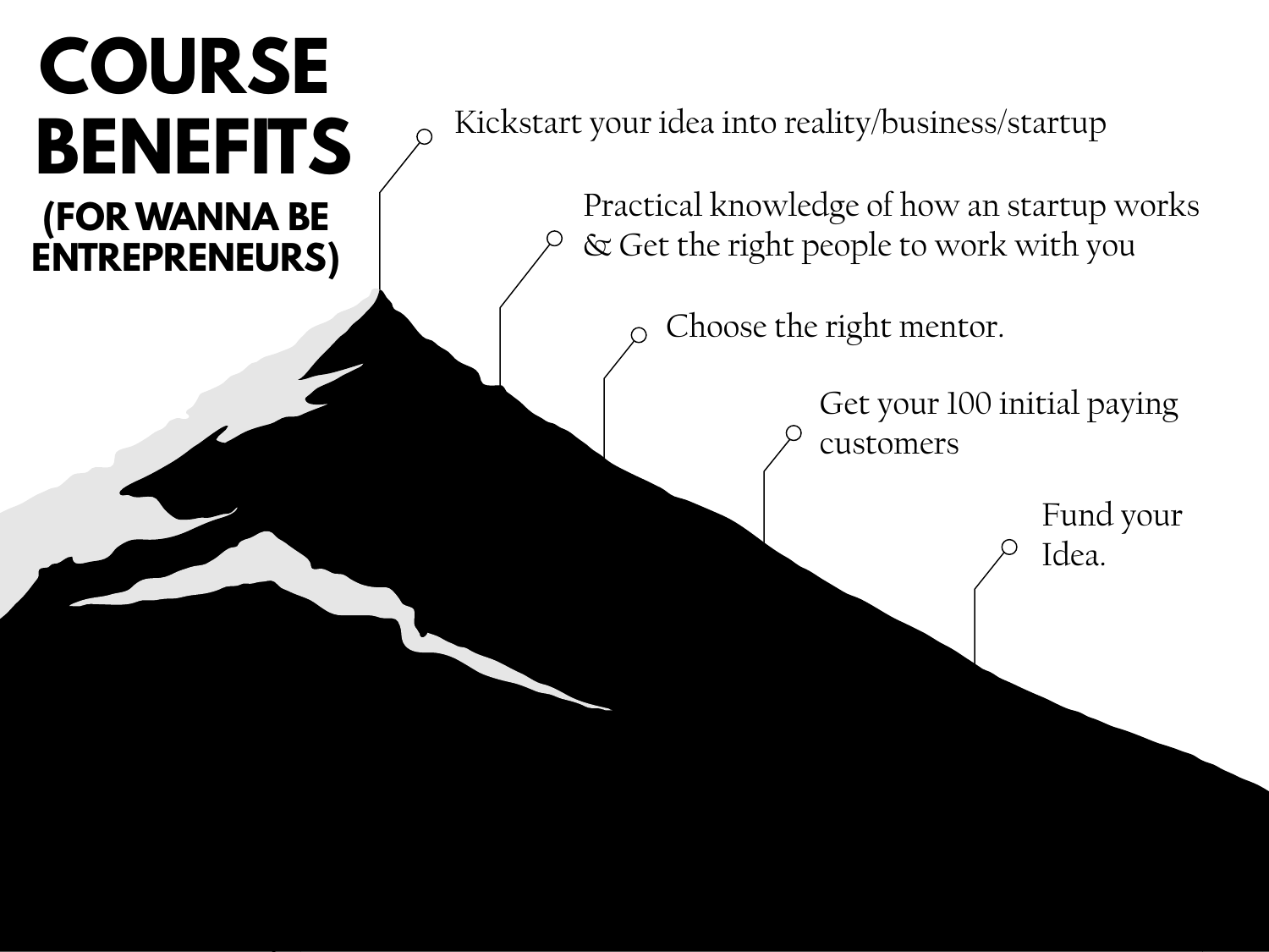# COURSE BENEFITS

## (FOR WANNA BE ENTREPRENEURS)

- Kickstart your idea into reality/business/startup
- Practical knowledge of how an startup works & Get the right people to work with you
- Choose the right mentor.
- Get your 100 initial paying customers
- Fund your Idea.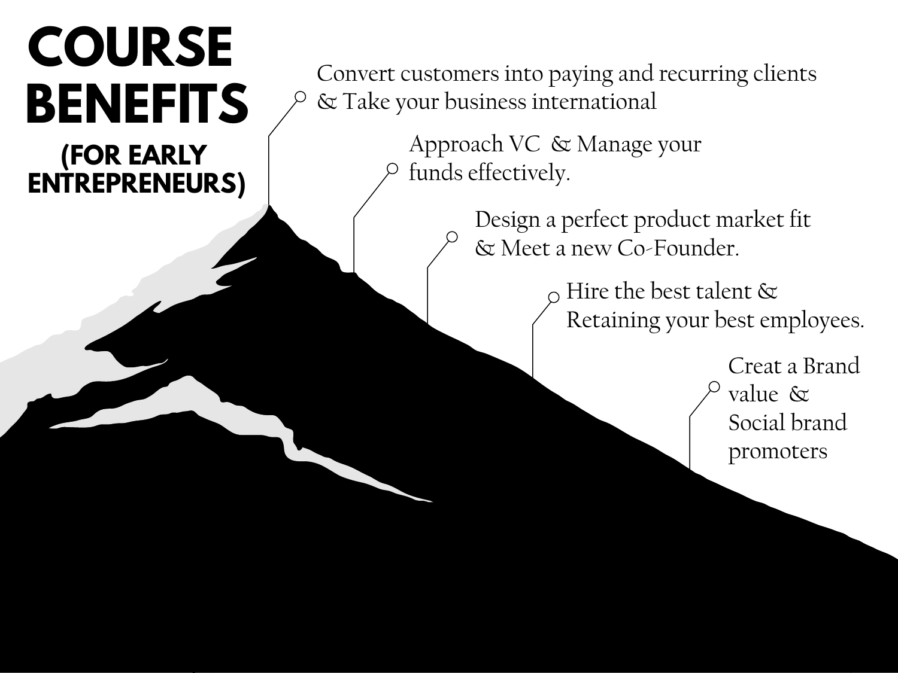# COURSE BENEFITS

## (FOR EARLY ENTREPRENEURS)

- Convert customers into paying and recurring clients & Take your business international
- Approach VC & Manage your funds effectively.
- Design a perfect product market fit & Meet a new Co-Founder.
- Hire the best talent & Retaining your best employees.
- Creat a Brand value & Social brand promoters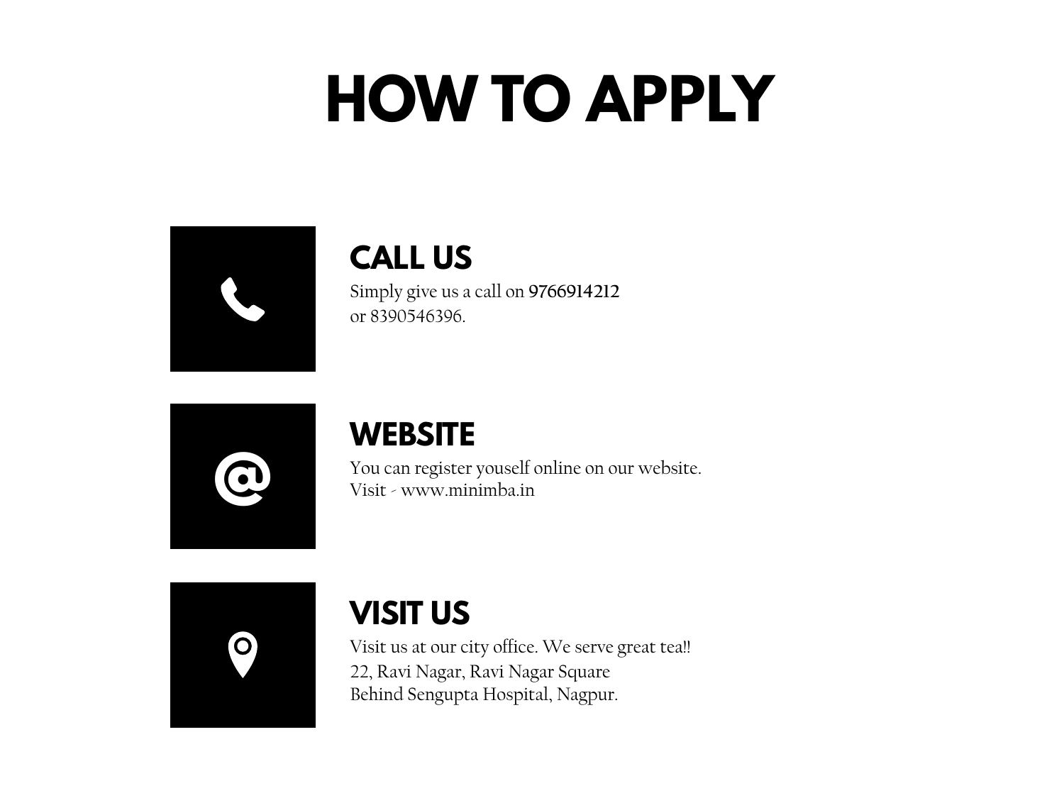# HOW TO APPLY

## CALL US

Simply give us a call on 9766914212
or 8390546396.

## WEBSITE

You can register youself online on our website.
Visit - www.minimba.in

## VISIT US

Visit us at our city office. We serve great tea!!
22, Ravi Nagar, Ravi Nagar Square
Behind Sengupta Hospital, Nagpur.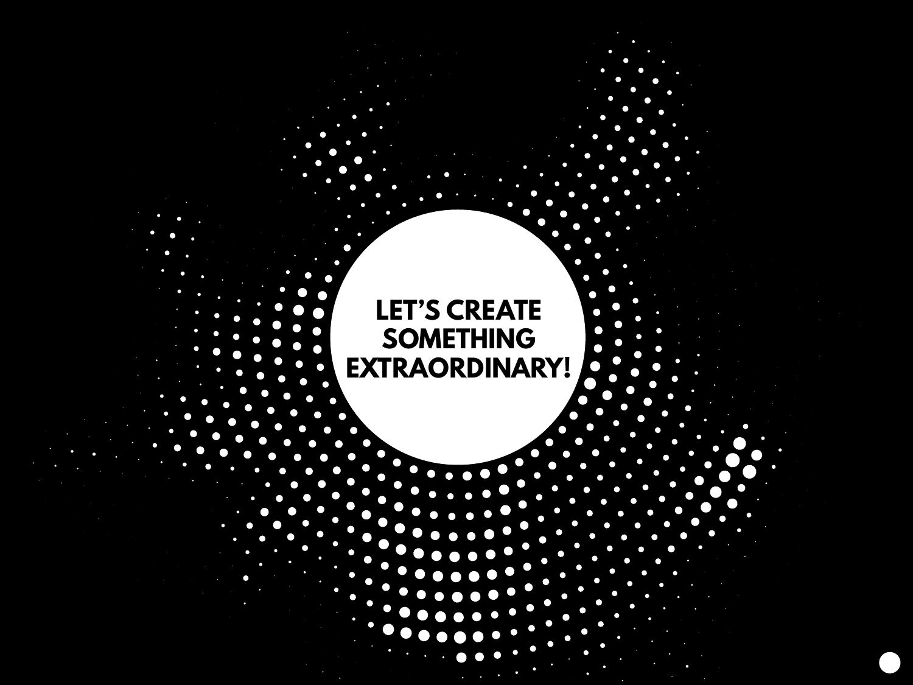LET'S CREATE SOMETHING EXTRAORDINARY!